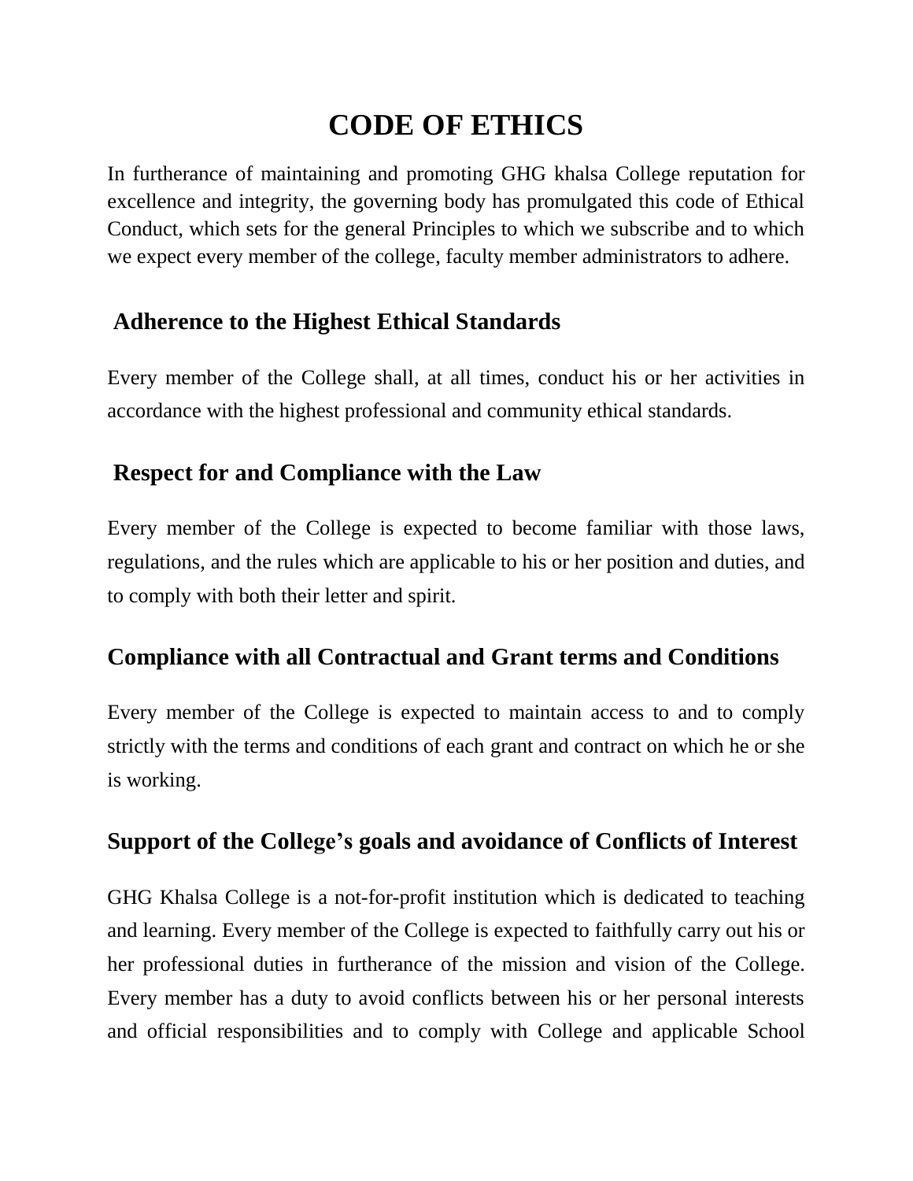# CODE OF ETHICS

In furtherance of maintaining and promoting GHG khalsa College reputation for excellence and integrity, the governing body has promulgated this code of Ethical Conduct, which sets for the general Principles to which we subscribe and to which we expect every member of the college, faculty member administrators to adhere.

## Adherence to the Highest Ethical Standards

Every member of the College shall, at all times, conduct his or her activities in accordance with the highest professional and community ethical standards.

## Respect for and Compliance with the Law

Every member of the College is expected to become familiar with those laws, regulations, and the rules which are applicable to his or her position and duties, and to comply with both their letter and spirit.

## Compliance with all Contractual and Grant terms and Conditions

Every member of the College is expected to maintain access to and to comply strictly with the terms and conditions of each grant and contract on which he or she is working.

## Support of the College's goals and avoidance of Conflicts of Interest

GHG Khalsa College is a not-for-profit institution which is dedicated to teaching and learning. Every member of the College is expected to faithfully carry out his or her professional duties in furtherance of the mission and vision of the College. Every member has a duty to avoid conflicts between his or her personal interests and official responsibilities and to comply with College and applicable School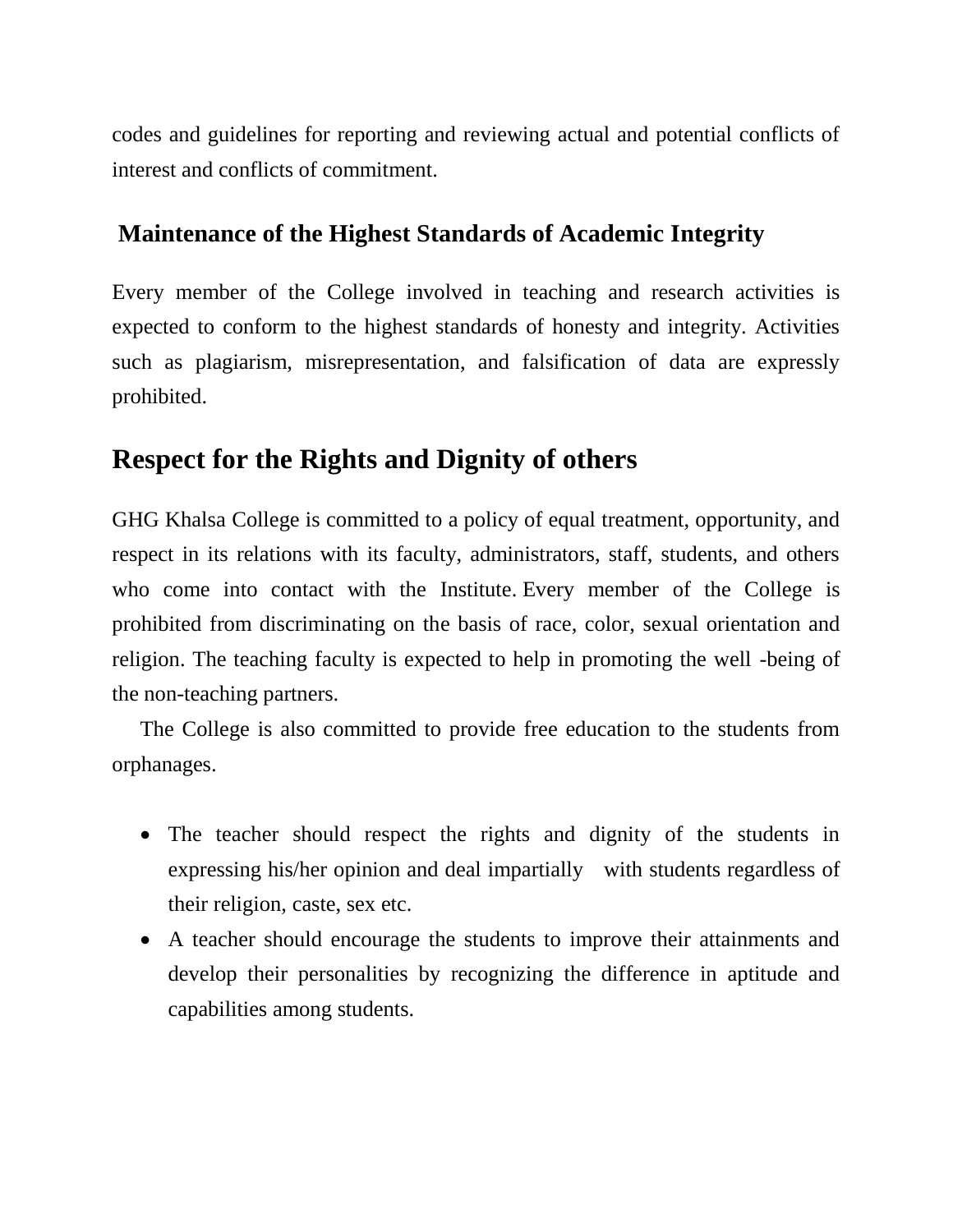codes and guidelines for reporting and reviewing actual and potential conflicts of interest and conflicts of commitment.

### Maintenance of the Highest Standards of Academic Integrity

Every member of the College involved in teaching and research activities is expected to conform to the highest standards of honesty and integrity. Activities such as plagiarism, misrepresentation, and falsification of data are expressly prohibited.

## Respect for the Rights and Dignity of others

GHG Khalsa College is committed to a policy of equal treatment, opportunity, and respect in its relations with its faculty, administrators, staff, students, and others who come into contact with the Institute. Every member of the College is prohibited from discriminating on the basis of race, color, sexual orientation and religion. The teaching faculty is expected to help in promoting the well -being of the non-teaching partners.

The College is also committed to provide free education to the students from orphanages.

- The teacher should respect the rights and dignity of the students in expressing his/her opinion and deal impartially with students regardless of their religion, caste, sex etc.
- A teacher should encourage the students to improve their attainments and develop their personalities by recognizing the difference in aptitude and capabilities among students.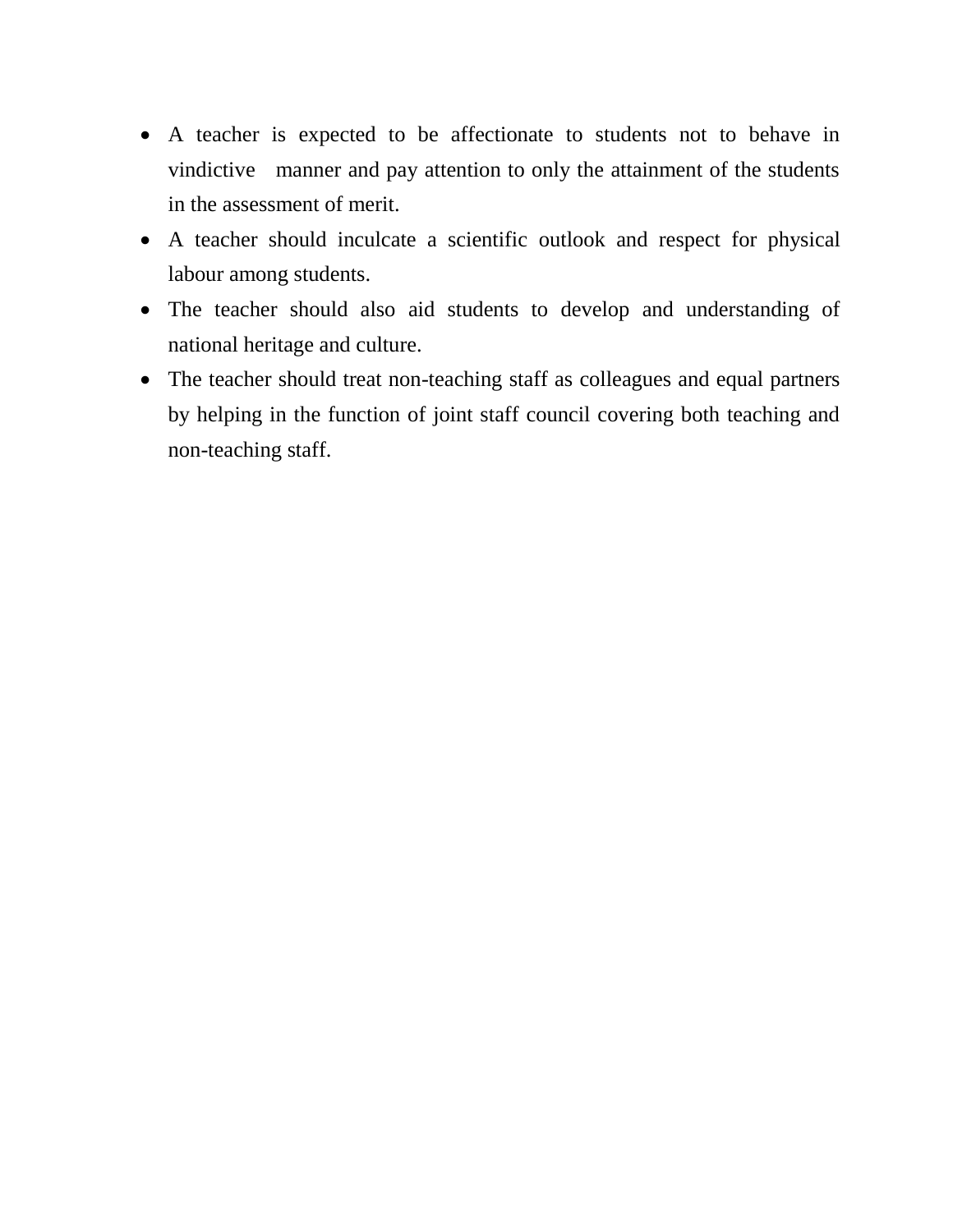- A teacher is expected to be affectionate to students not to behave in vindictive manner and pay attention to only the attainment of the students in the assessment of merit.
- A teacher should inculcate a scientific outlook and respect for physical labour among students.
- The teacher should also aid students to develop and understanding of national heritage and culture.
- The teacher should treat non-teaching staff as colleagues and equal partners by helping in the function of joint staff council covering both teaching and non-teaching staff.